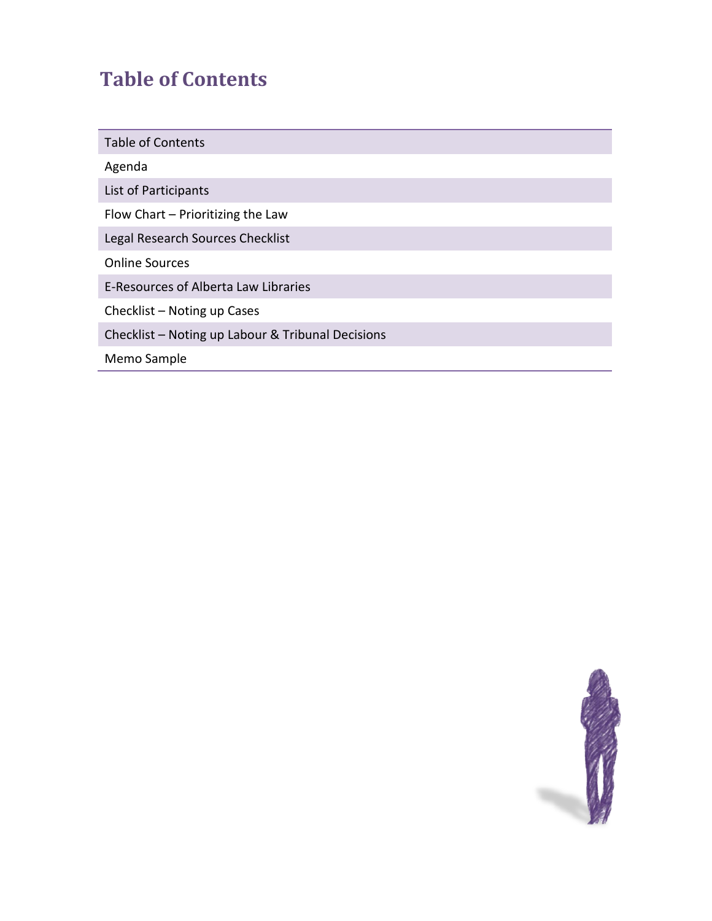# Table of Contents

| Table of Contents |
|---|
| Agenda |
| List of Participants |
| Flow Chart – Prioritizing the Law |
| Legal Research Sources Checklist |
| Online Sources |
| E-Resources of Alberta Law Libraries |
| Checklist – Noting up Cases |
| Checklist – Noting up Labour & Tribunal Decisions |
| Memo Sample |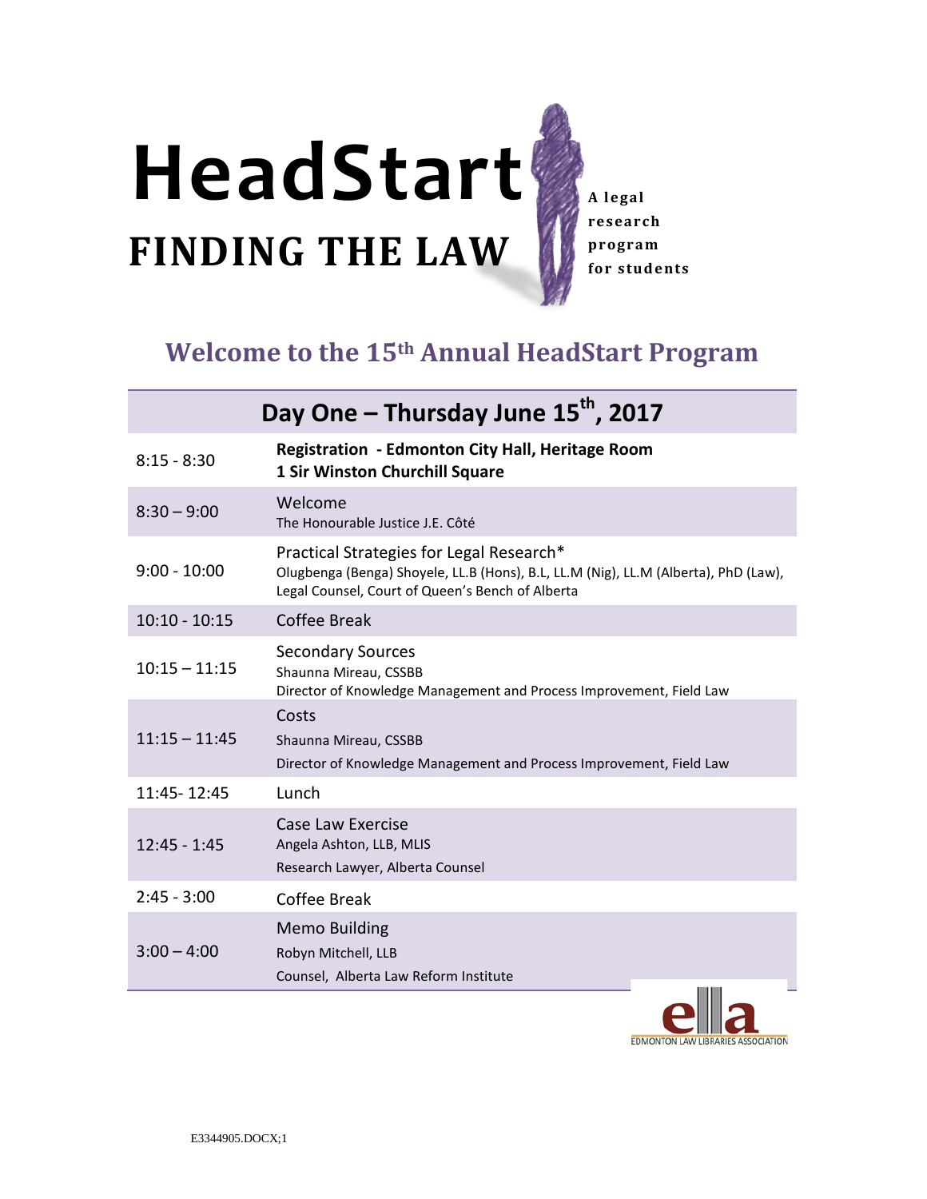# HeadStart

## FINDING THE LAW

**A legal research program for students**

## Welcome to the 15th Annual HeadStart Program

| Day One – Thursday June 15th, 2017 | |
|---|---|
| 8:15 - 8:30 | **Registration - Edmonton City Hall, Heritage Room**<br>**1 Sir Winston Churchill Square** |
| 8:30 – 9:00 | Welcome<br>The Honourable Justice J.E. Côté |
| 9:00 - 10:00 | Practical Strategies for Legal Research*<br>Olugbenga (Benga) Shoyele, LL.B (Hons), B.L, LL.M (Nig), LL.M (Alberta), PhD (Law), Legal Counsel, Court of Queen's Bench of Alberta |
| 10:10 - 10:15 | Coffee Break |
| 10:15 – 11:15 | Secondary Sources<br>Shaunna Mireau, CSSBB<br>Director of Knowledge Management and Process Improvement, Field Law |
| 11:15 – 11:45 | Costs<br>Shaunna Mireau, CSSBB<br>Director of Knowledge Management and Process Improvement, Field Law |
| 11:45- 12:45 | Lunch |
| 12:45 - 1:45 | Case Law Exercise<br>Angela Ashton, LLB, MLIS<br>Research Lawyer, Alberta Counsel |
| 2:45 - 3:00 | Coffee Break |
| 3:00 – 4:00 | Memo Building<br>Robyn Mitchell, LLB<br>Counsel, Alberta Law Reform Institute |

ella – EDMONTON LAW LIBRARIES ASSOCIATION

E3344905.DOCX;1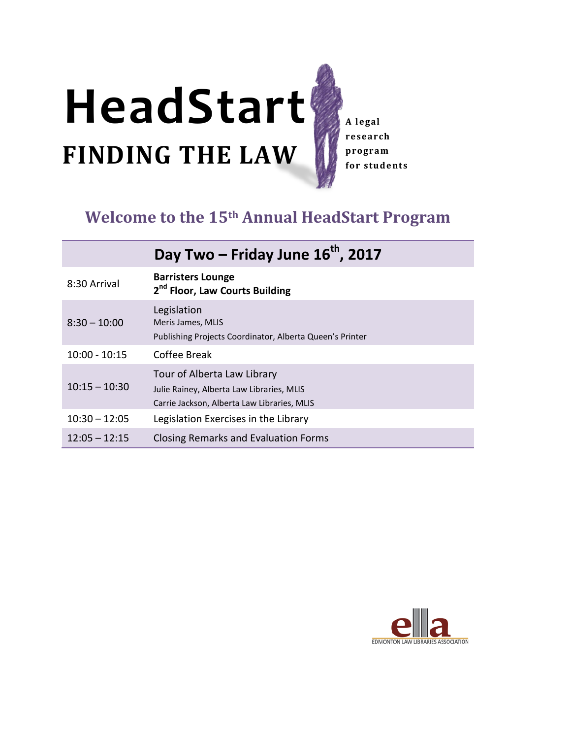# HeadStart

## FINDING THE LAW

A legal research program for students

## Welcome to the 15th Annual HeadStart Program

| | Day Two – Friday June 16th, 2017 |
|---|---|
| 8:30 Arrival | **Barristers Lounge**<br>**2nd Floor, Law Courts Building** |
| 8:30 – 10:00 | Legislation<br>Meris James, MLIS<br>Publishing Projects Coordinator, Alberta Queen's Printer |
| 10:00 - 10:15 | Coffee Break |
| 10:15 – 10:30 | Tour of Alberta Law Library<br>Julie Rainey, Alberta Law Libraries, MLIS<br>Carrie Jackson, Alberta Law Libraries, MLIS |
| 10:30 – 12:05 | Legislation Exercises in the Library |
| 12:05 – 12:15 | Closing Remarks and Evaluation Forms |

ella
EDMONTON LAW LIBRARIES ASSOCIATION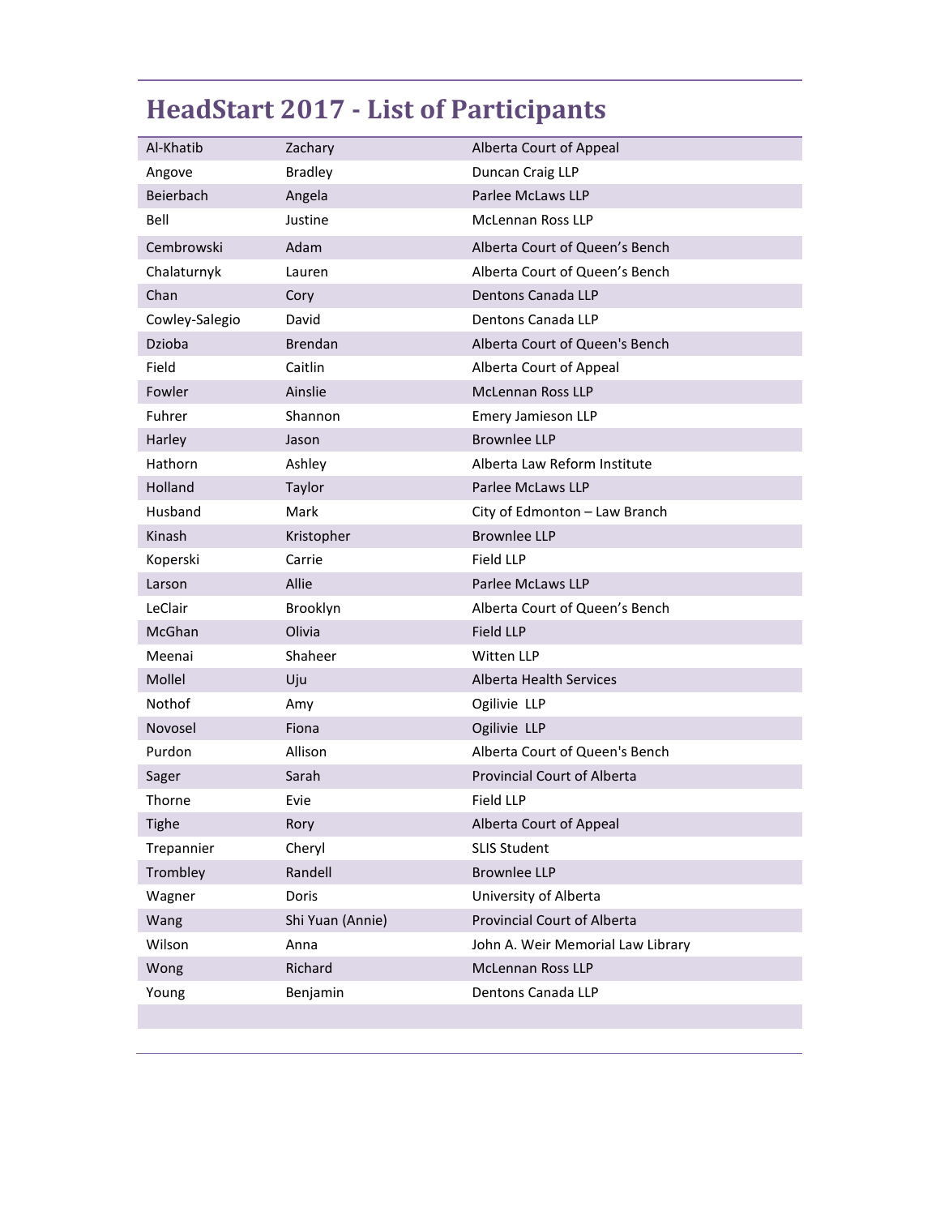# HeadStart 2017 - List of Participants

| | | |
|---|---|---|
| Al-Khatib | Zachary | Alberta Court of Appeal |
| Angove | Bradley | Duncan Craig LLP |
| Beierbach | Angela | Parlee McLaws LLP |
| Bell | Justine | McLennan Ross LLP |
| Cembrowski | Adam | Alberta Court of Queen’s Bench |
| Chalaturnyk | Lauren | Alberta Court of Queen’s Bench |
| Chan | Cory | Dentons Canada LLP |
| Cowley-Salegio | David | Dentons Canada LLP |
| Dzioba | Brendan | Alberta Court of Queen's Bench |
| Field | Caitlin | Alberta Court of Appeal |
| Fowler | Ainslie | McLennan Ross LLP |
| Fuhrer | Shannon | Emery Jamieson LLP |
| Harley | Jason | Brownlee LLP |
| Hathorn | Ashley | Alberta Law Reform Institute |
| Holland | Taylor | Parlee McLaws LLP |
| Husband | Mark | City of Edmonton – Law Branch |
| Kinash | Kristopher | Brownlee LLP |
| Koperski | Carrie | Field LLP |
| Larson | Allie | Parlee McLaws LLP |
| LeClair | Brooklyn | Alberta Court of Queen’s Bench |
| McGhan | Olivia | Field LLP |
| Meenai | Shaheer | Witten LLP |
| Mollel | Uju | Alberta Health Services |
| Nothof | Amy | Ogilivie LLP |
| Novosel | Fiona | Ogilivie LLP |
| Purdon | Allison | Alberta Court of Queen's Bench |
| Sager | Sarah | Provincial Court of Alberta |
| Thorne | Evie | Field LLP |
| Tighe | Rory | Alberta Court of Appeal |
| Trepannier | Cheryl | SLIS Student |
| Trombley | Randell | Brownlee LLP |
| Wagner | Doris | University of Alberta |
| Wang | Shi Yuan (Annie) | Provincial Court of Alberta |
| Wilson | Anna | John A. Weir Memorial Law Library |
| Wong | Richard | McLennan Ross LLP |
| Young | Benjamin | Dentons Canada LLP |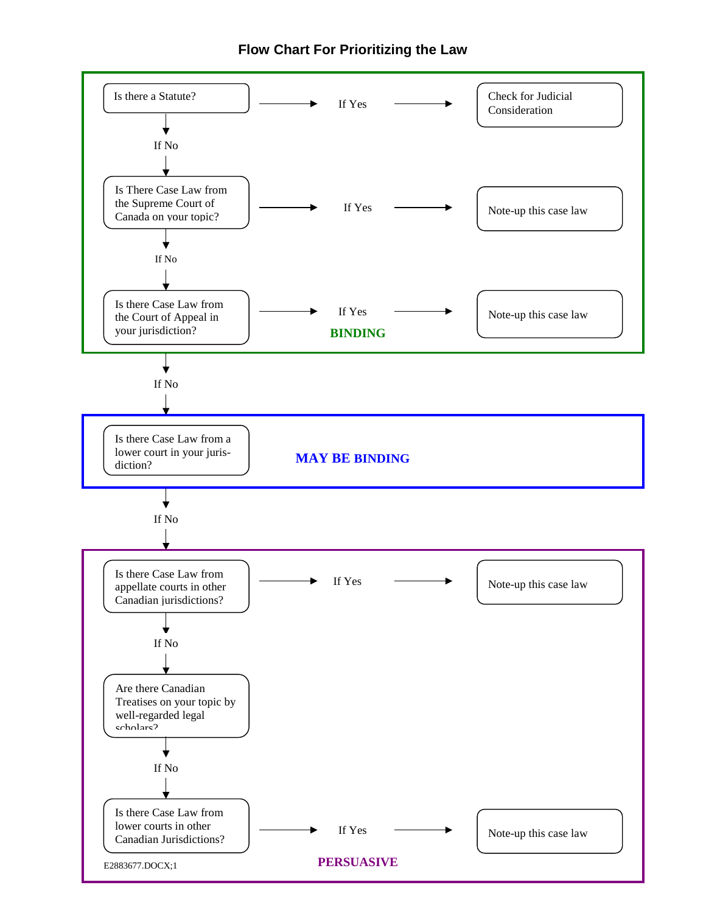# Flow Chart For Prioritizing the Law

**BINDING**

- Is there a Statute? → If Yes → Check for Judicial Consideration
  - If No ↓
- Is There Case Law from the Supreme Court of Canada on your topic? → If Yes → Note-up this case law
  - If No ↓
- Is there Case Law from the Court of Appeal in your jurisdiction? → If Yes → Note-up this case law
  - If No ↓

**MAY BE BINDING**

- Is there Case Law from a lower court in your jurisdiction?
  - If No ↓

**PERSUASIVE**

- Is there Case Law from appellate courts in other Canadian jurisdictions? → If Yes → Note-up this case law
  - If No ↓
- Are there Canadian Treatises on your topic by well-regarded legal scholars?
  - If No ↓
- Is there Case Law from lower courts in other Canadian Jurisdictions? → If Yes → Note-up this case law

E2883677.DOCX;1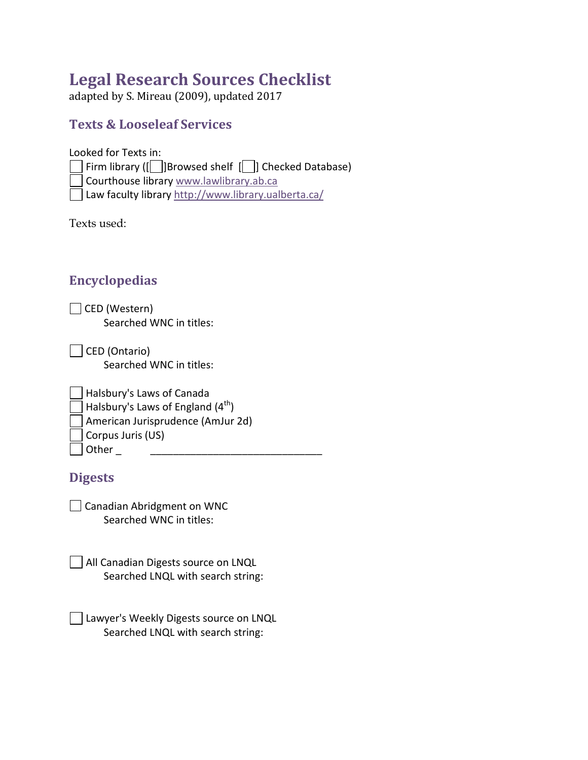# Legal Research Sources Checklist

adapted by S. Mireau (2009), updated 2017

## Texts & Looseleaf Services

Looked for Texts in:

- [ ] Firm library ([ ]Browsed shelf [ ] Checked Database)
- [ ] Courthouse library www.lawlibrary.ab.ca
- [ ] Law faculty library http://www.library.ualberta.ca/

Texts used:

## Encyclopedias

- [ ] CED (Western)
  Searched WNC in titles:

- [ ] CED (Ontario)
  Searched WNC in titles:

- [ ] Halsbury's Laws of Canada
- [ ] Halsbury's Laws of England (4th)
- [ ] American Jurisprudence (AmJur 2d)
- [ ] Corpus Juris (US)
- [ ] Other _ _______________________________

## Digests

- [ ] Canadian Abridgment on WNC
  Searched WNC in titles:

- [ ] All Canadian Digests source on LNQL
  Searched LNQL with search string:

- [ ] Lawyer's Weekly Digests source on LNQL
  Searched LNQL with search string: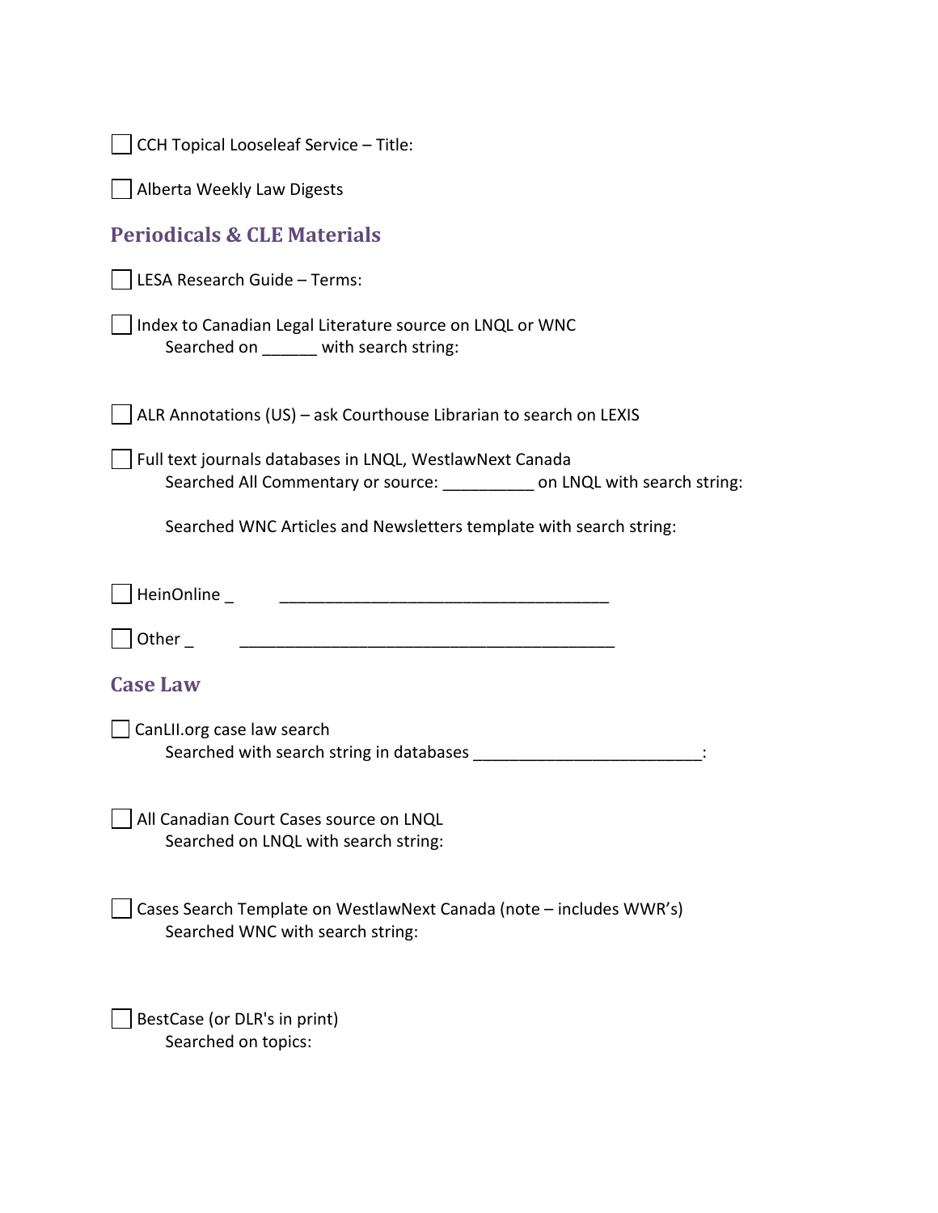☐ CCH Topical Looseleaf Service – Title:

☐ Alberta Weekly Law Digests

## Periodicals & CLE Materials

☐ LESA Research Guide – Terms:

☐ Index to Canadian Legal Literature source on LNQL or WNC
  Searched on ______ with search string:

☐ ALR Annotations (US) – ask Courthouse Librarian to search on LEXIS

☐ Full text journals databases in LNQL, WestlawNext Canada
  Searched All Commentary or source: __________ on LNQL with search string:

  Searched WNC Articles and Newsletters template with search string:

☐ HeinOnline _ _____________________________________

☐ Other _ __________________________________________

## Case Law

☐ CanLII.org case law search
  Searched with search string in databases _________________________:

☐ All Canadian Court Cases source on LNQL
  Searched on LNQL with search string:

☐ Cases Search Template on WestlawNext Canada (note – includes WWR's)
  Searched WNC with search string:

☐ BestCase (or DLR's in print)
  Searched on topics: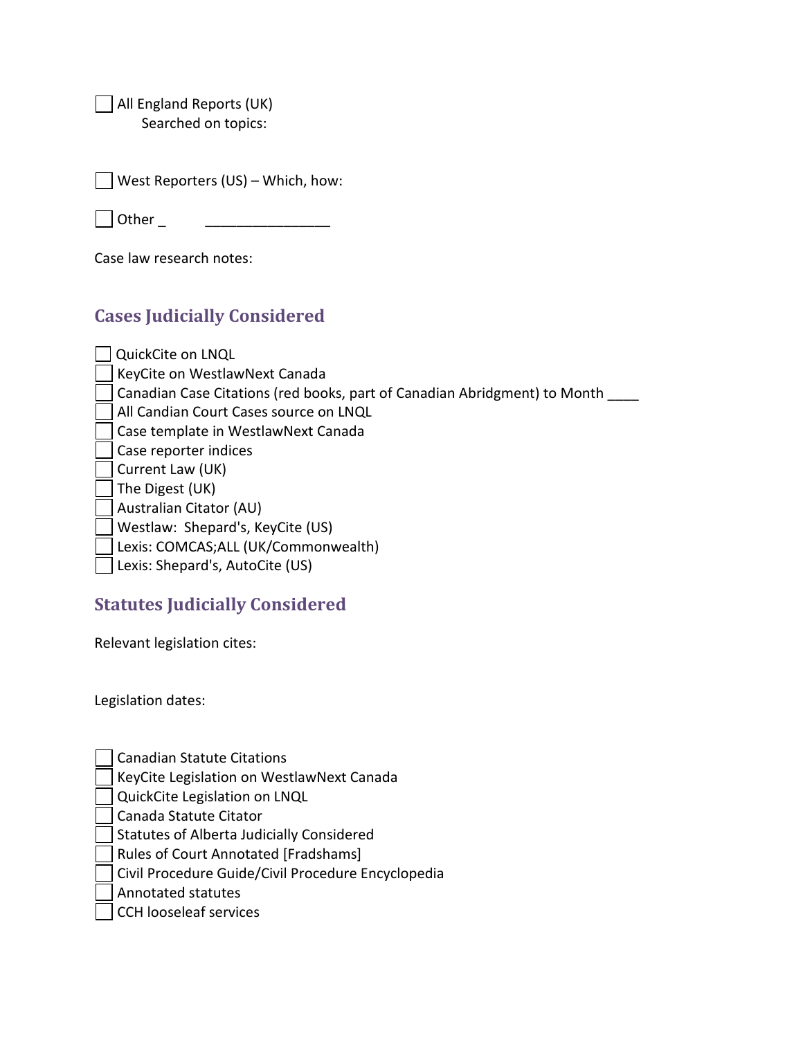- [ ] All England Reports (UK)
  Searched on topics:

- [ ] West Reporters (US) – Which, how:

- [ ] Other _ ________________

Case law research notes:

## Cases Judicially Considered

- [ ] QuickCite on LNQL
- [ ] KeyCite on WestlawNext Canada
- [ ] Canadian Case Citations (red books, part of Canadian Abridgment) to Month ____
- [ ] All Candian Court Cases source on LNQL
- [ ] Case template in WestlawNext Canada
- [ ] Case reporter indices
- [ ] Current Law (UK)
- [ ] The Digest (UK)
- [ ] Australian Citator (AU)
- [ ] Westlaw: Shepard's, KeyCite (US)
- [ ] Lexis: COMCAS;ALL (UK/Commonwealth)
- [ ] Lexis: Shepard's, AutoCite (US)

## Statutes Judicially Considered

Relevant legislation cites:

Legislation dates:

- [ ] Canadian Statute Citations
- [ ] KeyCite Legislation on WestlawNext Canada
- [ ] QuickCite Legislation on LNQL
- [ ] Canada Statute Citator
- [ ] Statutes of Alberta Judicially Considered
- [ ] Rules of Court Annotated [Fradshams]
- [ ] Civil Procedure Guide/Civil Procedure Encyclopedia
- [ ] Annotated statutes
- [ ] CCH looseleaf services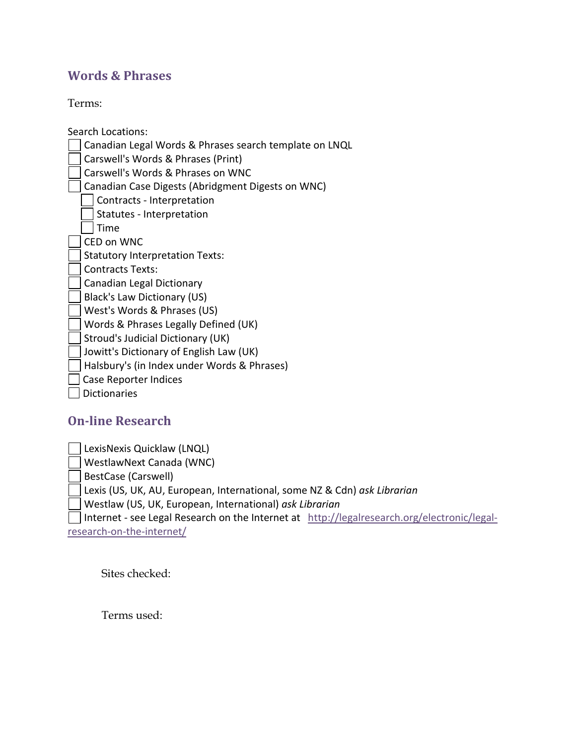## Words & Phrases

Terms:

Search Locations:

- [ ] Canadian Legal Words & Phrases search template on LNQL
- [ ] Carswell's Words & Phrases (Print)
- [ ] Carswell's Words & Phrases on WNC
- [ ] Canadian Case Digests (Abridgment Digests on WNC)
  - [ ] Contracts - Interpretation
  - [ ] Statutes - Interpretation
  - [ ] Time
- [ ] CED on WNC
- [ ] Statutory Interpretation Texts:
- [ ] Contracts Texts:
- [ ] Canadian Legal Dictionary
- [ ] Black's Law Dictionary (US)
- [ ] West's Words & Phrases (US)
- [ ] Words & Phrases Legally Defined (UK)
- [ ] Stroud's Judicial Dictionary (UK)
- [ ] Jowitt's Dictionary of English Law (UK)
- [ ] Halsbury's (in Index under Words & Phrases)
- [ ] Case Reporter Indices
- [ ] Dictionaries

## On-line Research

- [ ] LexisNexis Quicklaw (LNQL)
- [ ] WestlawNext Canada (WNC)
- [ ] BestCase (Carswell)
- [ ] Lexis (US, UK, AU, European, International, some NZ & Cdn) *ask Librarian*
- [ ] Westlaw (US, UK, European, International) *ask Librarian*
- [ ] Internet - see Legal Research on the Internet at http://legalresearch.org/electronic/legal-research-on-the-internet/

Sites checked:

Terms used: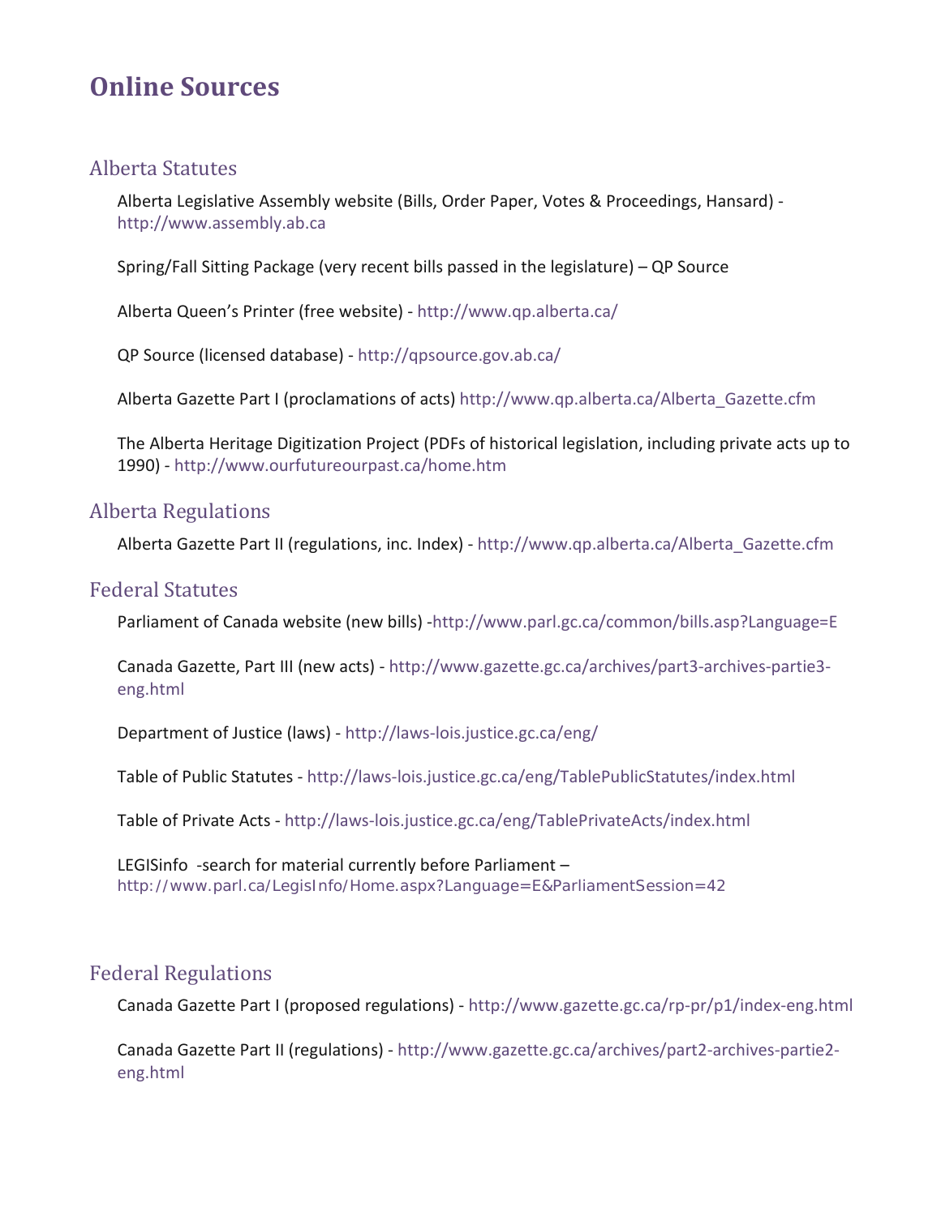# Online Sources

## Alberta Statutes

Alberta Legislative Assembly website (Bills, Order Paper, Votes & Proceedings, Hansard) - http://www.assembly.ab.ca

Spring/Fall Sitting Package (very recent bills passed in the legislature) – QP Source

Alberta Queen's Printer (free website) - http://www.qp.alberta.ca/

QP Source (licensed database) - http://qpsource.gov.ab.ca/

Alberta Gazette Part I (proclamations of acts) http://www.qp.alberta.ca/Alberta_Gazette.cfm

The Alberta Heritage Digitization Project (PDFs of historical legislation, including private acts up to 1990) - http://www.ourfutureourpast.ca/home.htm

## Alberta Regulations

Alberta Gazette Part II (regulations, inc. Index) - http://www.qp.alberta.ca/Alberta_Gazette.cfm

## Federal Statutes

Parliament of Canada website (new bills) -http://www.parl.gc.ca/common/bills.asp?Language=E

Canada Gazette, Part III (new acts) - http://www.gazette.gc.ca/archives/part3-archives-partie3-eng.html

Department of Justice (laws) - http://laws-lois.justice.gc.ca/eng/

Table of Public Statutes - http://laws-lois.justice.gc.ca/eng/TablePublicStatutes/index.html

Table of Private Acts - http://laws-lois.justice.gc.ca/eng/TablePrivateActs/index.html

LEGISinfo -search for material currently before Parliament – http://www.parl.ca/LegisInfo/Home.aspx?Language=E&ParliamentSession=42

## Federal Regulations

Canada Gazette Part I (proposed regulations) - http://www.gazette.gc.ca/rp-pr/p1/index-eng.html

Canada Gazette Part II (regulations) - http://www.gazette.gc.ca/archives/part2-archives-partie2-eng.html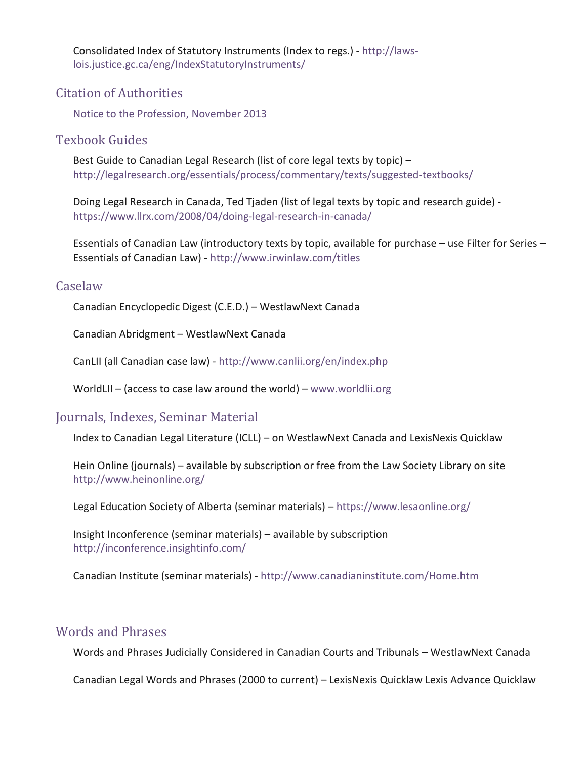Consolidated Index of Statutory Instruments (Index to regs.) - http://laws-lois.justice.gc.ca/eng/IndexStatutoryInstruments/

## Citation of Authorities

Notice to the Profession, November 2013

## Texbook Guides

Best Guide to Canadian Legal Research (list of core legal texts by topic) – http://legalresearch.org/essentials/process/commentary/texts/suggested-textbooks/

Doing Legal Research in Canada, Ted Tjaden (list of legal texts by topic and research guide) - https://www.llrx.com/2008/04/doing-legal-research-in-canada/

Essentials of Canadian Law (introductory texts by topic, available for purchase – use Filter for Series – Essentials of Canadian Law) - http://www.irwinlaw.com/titles

## Caselaw

Canadian Encyclopedic Digest (C.E.D.) – WestlawNext Canada

Canadian Abridgment – WestlawNext Canada

CanLII (all Canadian case law) - http://www.canlii.org/en/index.php

WorldLII – (access to case law around the world) – www.worldlii.org

## Journals, Indexes, Seminar Material

Index to Canadian Legal Literature (ICLL) – on WestlawNext Canada and LexisNexis Quicklaw

Hein Online (journals) – available by subscription or free from the Law Society Library on site http://www.heinonline.org/

Legal Education Society of Alberta (seminar materials) – https://www.lesaonline.org/

Insight Inconference (seminar materials) – available by subscription http://inconference.insightinfo.com/

Canadian Institute (seminar materials) - http://www.canadianinstitute.com/Home.htm

## Words and Phrases

Words and Phrases Judicially Considered in Canadian Courts and Tribunals – WestlawNext Canada

Canadian Legal Words and Phrases (2000 to current) – LexisNexis Quicklaw Lexis Advance Quicklaw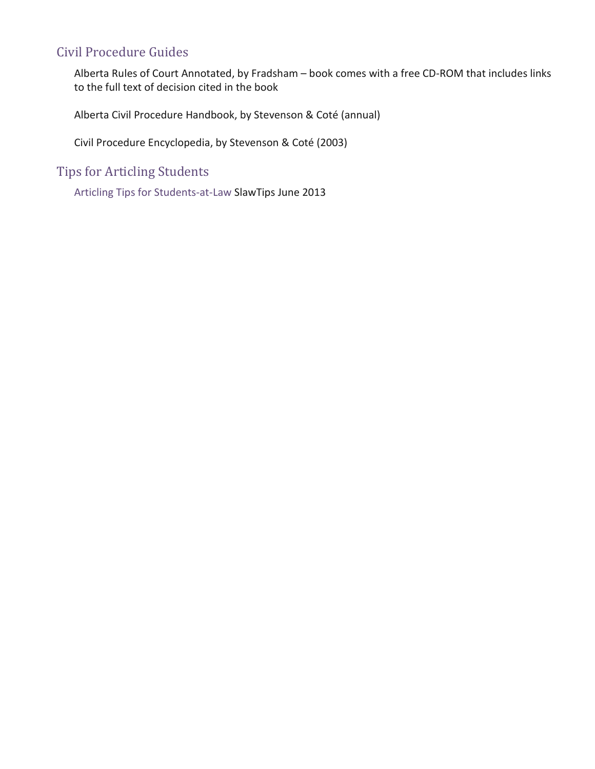## Civil Procedure Guides

Alberta Rules of Court Annotated, by Fradsham – book comes with a free CD-ROM that includes links to the full text of decision cited in the book

Alberta Civil Procedure Handbook, by Stevenson & Coté (annual)

Civil Procedure Encyclopedia, by Stevenson & Coté (2003)

## Tips for Articling Students

Articling Tips for Students-at-Law SlawTips June 2013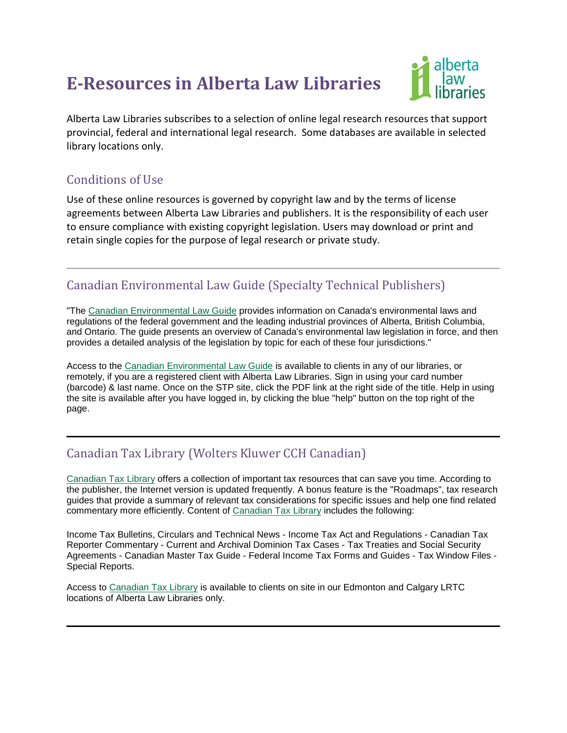# E-Resources in Alberta Law Libraries

Alberta Law Libraries subscribes to a selection of online legal research resources that support provincial, federal and international legal research. Some databases are available in selected library locations only.

## Conditions of Use

Use of these online resources is governed by copyright law and by the terms of license agreements between Alberta Law Libraries and publishers. It is the responsibility of each user to ensure compliance with existing copyright legislation. Users may download or print and retain single copies for the purpose of legal research or private study.

---

## Canadian Environmental Law Guide (Specialty Technical Publishers)

"The Canadian Environmental Law Guide provides information on Canada's environmental laws and regulations of the federal government and the leading industrial provinces of Alberta, British Columbia, and Ontario. The guide presents an overview of Canada's environmental law legislation in force, and then provides a detailed analysis of the legislation by topic for each of these four jurisdictions."

Access to the Canadian Environmental Law Guide is available to clients in any of our libraries, or remotely, if you are a registered client with Alberta Law Libraries. Sign in using your card number (barcode) & last name. Once on the STP site, click the PDF link at the right side of the title. Help in using the site is available after you have logged in, by clicking the blue "help" button on the top right of the page.

---

## Canadian Tax Library (Wolters Kluwer CCH Canadian)

Canadian Tax Library offers a collection of important tax resources that can save you time. According to the publisher, the Internet version is updated frequently. A bonus feature is the "Roadmaps", tax research guides that provide a summary of relevant tax considerations for specific issues and help one find related commentary more efficiently. Content of Canadian Tax Library includes the following:

Income Tax Bulletins, Circulars and Technical News - Income Tax Act and Regulations - Canadian Tax Reporter Commentary - Current and Archival Dominion Tax Cases - Tax Treaties and Social Security Agreements - Canadian Master Tax Guide - Federal Income Tax Forms and Guides - Tax Window Files - Special Reports.

Access to Canadian Tax Library is available to clients on site in our Edmonton and Calgary LRTC locations of Alberta Law Libraries only.

---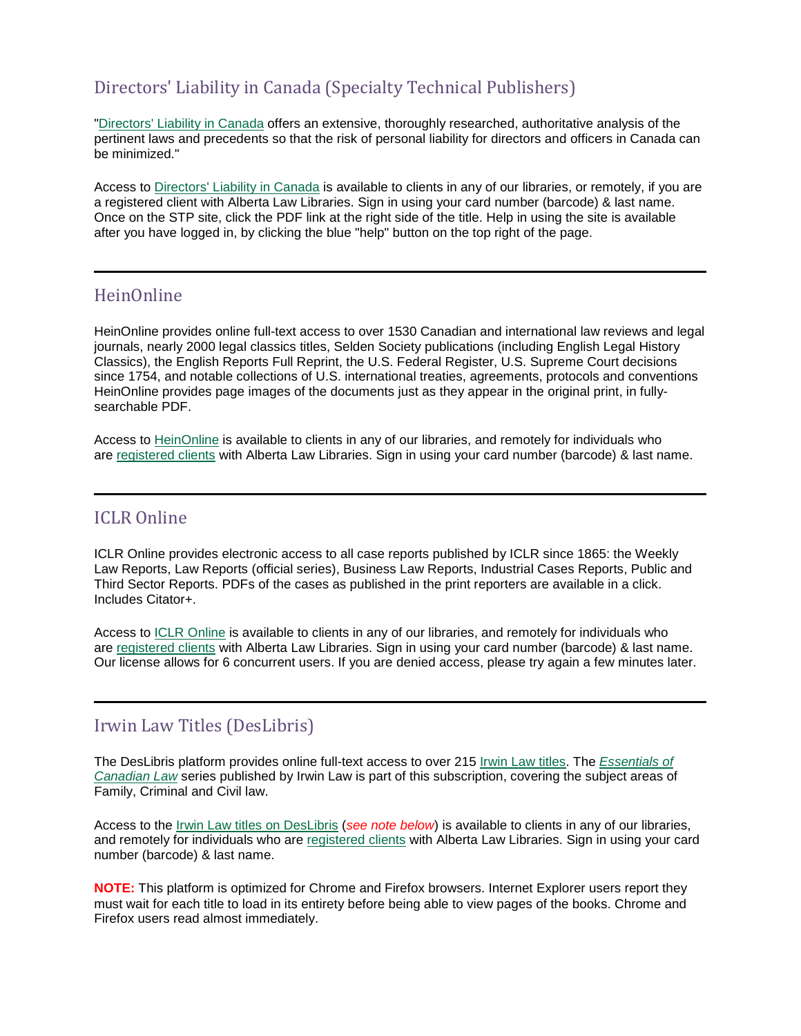## Directors' Liability in Canada (Specialty Technical Publishers)

"Directors' Liability in Canada offers an extensive, thoroughly researched, authoritative analysis of the pertinent laws and precedents so that the risk of personal liability for directors and officers in Canada can be minimized."

Access to Directors' Liability in Canada is available to clients in any of our libraries, or remotely, if you are a registered client with Alberta Law Libraries. Sign in using your card number (barcode) & last name. Once on the STP site, click the PDF link at the right side of the title. Help in using the site is available after you have logged in, by clicking the blue "help" button on the top right of the page.

---

## HeinOnline

HeinOnline provides online full-text access to over 1530 Canadian and international law reviews and legal journals, nearly 2000 legal classics titles, Selden Society publications (including English Legal History Classics), the English Reports Full Reprint, the U.S. Federal Register, U.S. Supreme Court decisions since 1754, and notable collections of U.S. international treaties, agreements, protocols and conventions HeinOnline provides page images of the documents just as they appear in the original print, in fully-searchable PDF.

Access to HeinOnline is available to clients in any of our libraries, and remotely for individuals who are registered clients with Alberta Law Libraries. Sign in using your card number (barcode) & last name.

---

## ICLR Online

ICLR Online provides electronic access to all case reports published by ICLR since 1865: the Weekly Law Reports, Law Reports (official series), Business Law Reports, Industrial Cases Reports, Public and Third Sector Reports. PDFs of the cases as published in the print reporters are available in a click. Includes Citator+.

Access to ICLR Online is available to clients in any of our libraries, and remotely for individuals who are registered clients with Alberta Law Libraries. Sign in using your card number (barcode) & last name. Our license allows for 6 concurrent users. If you are denied access, please try again a few minutes later.

---

## Irwin Law Titles (DesLibris)

The DesLibris platform provides online full-text access to over 215 Irwin Law titles. The *Essentials of Canadian Law* series published by Irwin Law is part of this subscription, covering the subject areas of Family, Criminal and Civil law.

Access to the Irwin Law titles on DesLibris (*see note below*) is available to clients in any of our libraries, and remotely for individuals who are registered clients with Alberta Law Libraries. Sign in using your card number (barcode) & last name.

**NOTE:** This platform is optimized for Chrome and Firefox browsers. Internet Explorer users report they must wait for each title to load in its entirety before being able to view pages of the books. Chrome and Firefox users read almost immediately.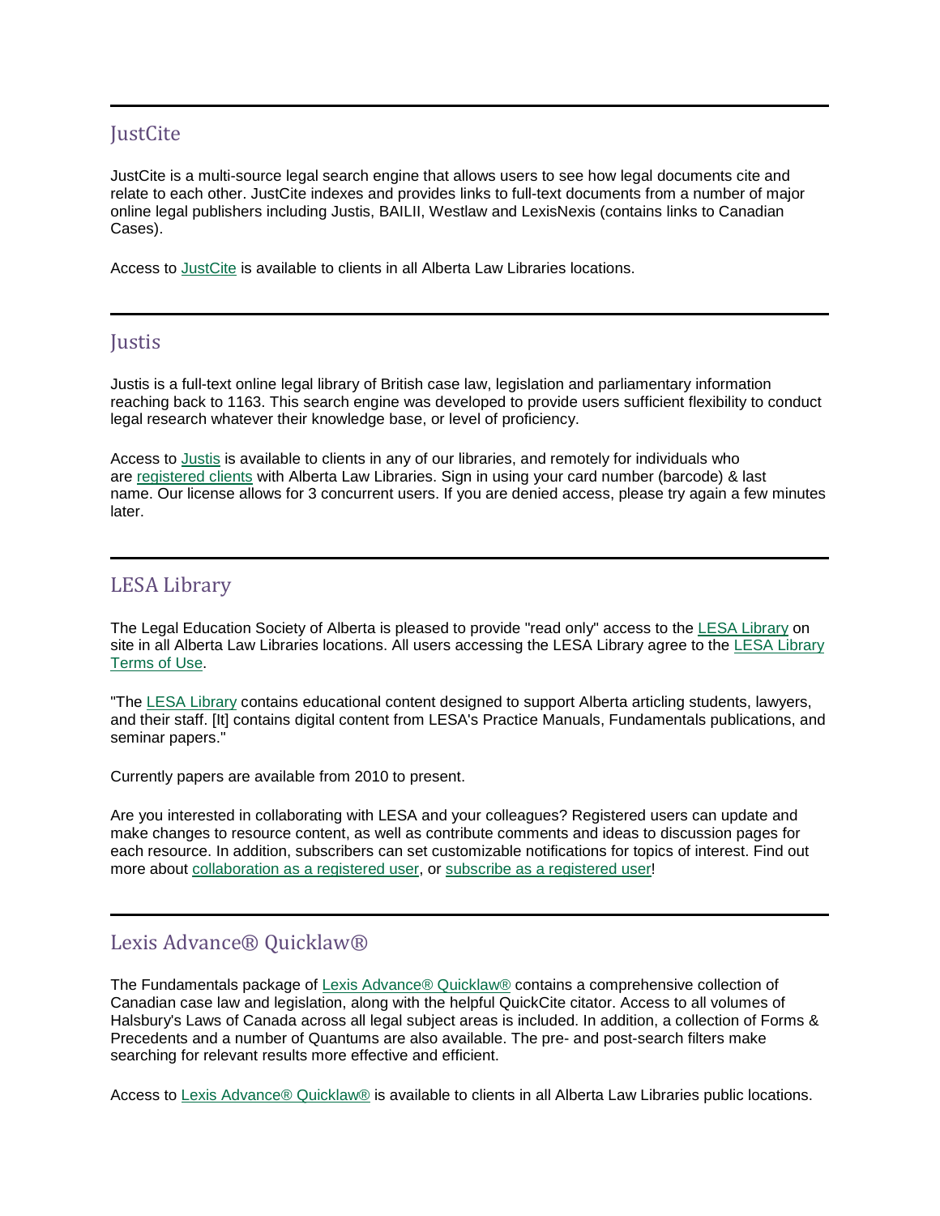---

## JustCite

JustCite is a multi-source legal search engine that allows users to see how legal documents cite and relate to each other. JustCite indexes and provides links to full-text documents from a number of major online legal publishers including Justis, BAILII, Westlaw and LexisNexis (contains links to Canadian Cases).

Access to JustCite is available to clients in all Alberta Law Libraries locations.

---

## Justis

Justis is a full-text online legal library of British case law, legislation and parliamentary information reaching back to 1163. This search engine was developed to provide users sufficient flexibility to conduct legal research whatever their knowledge base, or level of proficiency.

Access to Justis is available to clients in any of our libraries, and remotely for individuals who are registered clients with Alberta Law Libraries. Sign in using your card number (barcode) & last name. Our license allows for 3 concurrent users. If you are denied access, please try again a few minutes later.

---

## LESA Library

The Legal Education Society of Alberta is pleased to provide "read only" access to the LESA Library on site in all Alberta Law Libraries locations. All users accessing the LESA Library agree to the LESA Library Terms of Use.

"The LESA Library contains educational content designed to support Alberta articling students, lawyers, and their staff. [It] contains digital content from LESA's Practice Manuals, Fundamentals publications, and seminar papers."

Currently papers are available from 2010 to present.

Are you interested in collaborating with LESA and your colleagues? Registered users can update and make changes to resource content, as well as contribute comments and ideas to discussion pages for each resource. In addition, subscribers can set customizable notifications for topics of interest. Find out more about collaboration as a registered user, or subscribe as a registered user!

---

## Lexis Advance® Quicklaw®

The Fundamentals package of Lexis Advance® Quicklaw® contains a comprehensive collection of Canadian case law and legislation, along with the helpful QuickCite citator. Access to all volumes of Halsbury's Laws of Canada across all legal subject areas is included. In addition, a collection of Forms & Precedents and a number of Quantums are also available. The pre- and post-search filters make searching for relevant results more effective and efficient.

Access to Lexis Advance® Quicklaw® is available to clients in all Alberta Law Libraries public locations.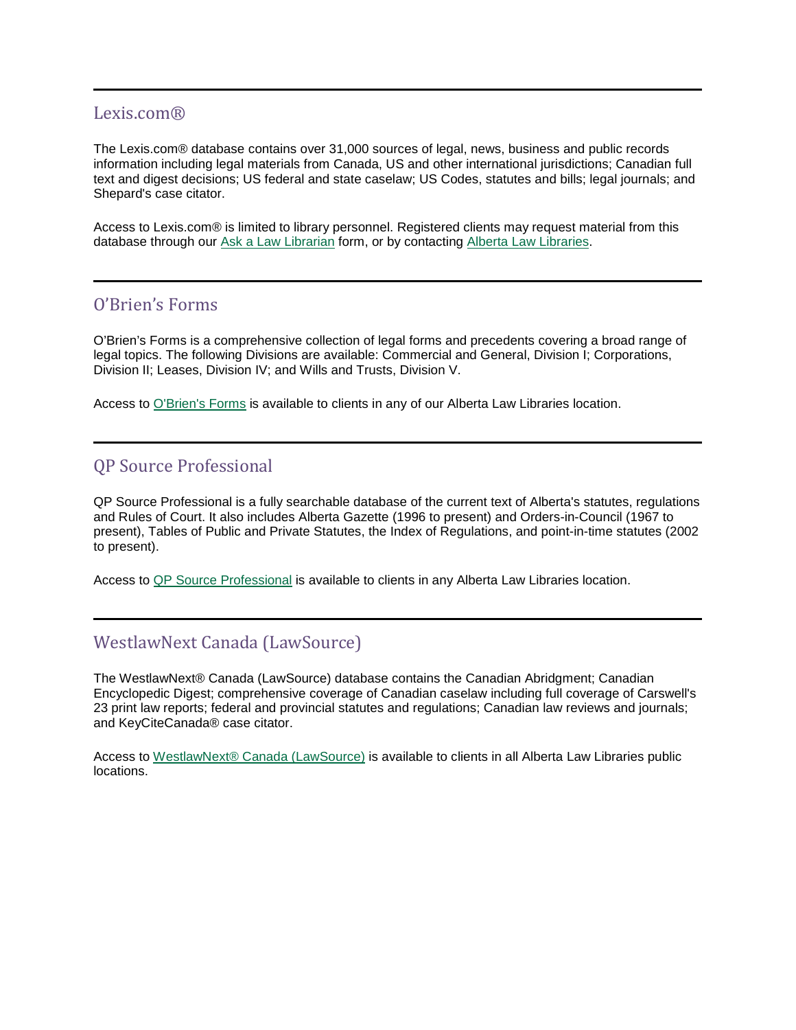---

## Lexis.com®

The Lexis.com® database contains over 31,000 sources of legal, news, business and public records information including legal materials from Canada, US and other international jurisdictions; Canadian full text and digest decisions; US federal and state caselaw; US Codes, statutes and bills; legal journals; and Shepard's case citator.

Access to Lexis.com® is limited to library personnel. Registered clients may request material from this database through our Ask a Law Librarian form, or by contacting Alberta Law Libraries.

---

## O'Brien's Forms

O'Brien's Forms is a comprehensive collection of legal forms and precedents covering a broad range of legal topics. The following Divisions are available: Commercial and General, Division I; Corporations, Division II; Leases, Division IV; and Wills and Trusts, Division V.

Access to O'Brien's Forms is available to clients in any of our Alberta Law Libraries location.

---

## QP Source Professional

QP Source Professional is a fully searchable database of the current text of Alberta's statutes, regulations and Rules of Court. It also includes Alberta Gazette (1996 to present) and Orders-in-Council (1967 to present), Tables of Public and Private Statutes, the Index of Regulations, and point-in-time statutes (2002 to present).

Access to QP Source Professional is available to clients in any Alberta Law Libraries location.

---

## WestlawNext Canada (LawSource)

The WestlawNext® Canada (LawSource) database contains the Canadian Abridgment; Canadian Encyclopedic Digest; comprehensive coverage of Canadian caselaw including full coverage of Carswell's 23 print law reports; federal and provincial statutes and regulations; Canadian law reviews and journals; and KeyCiteCanada® case citator.

Access to WestlawNext® Canada (LawSource) is available to clients in all Alberta Law Libraries public locations.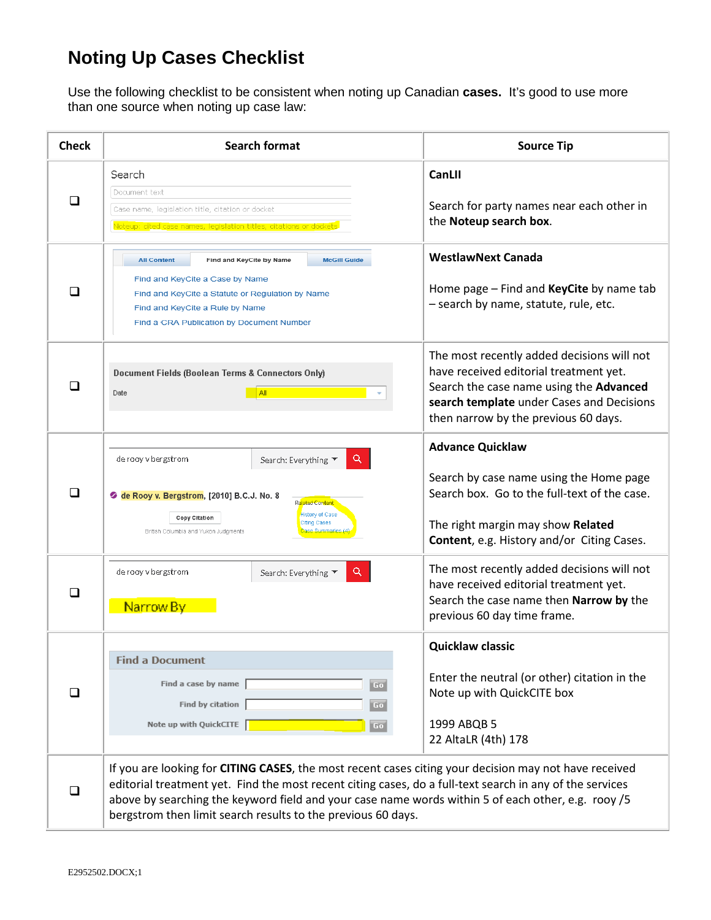# Noting Up Cases Checklist

Use the following checklist to be consistent when noting up Canadian **cases.** It's good to use more than one source when noting up case law:

| Check | Search format | Source Tip |
|---|---|---|
| ❑ | Search<br>Document text<br>Case name, legislation title, citation or docket<br>Noteup: cited case names, legislation titles, citations or dockets | **CanLII**<br><br>Search for party names near each other in the **Noteup search box**. |
| ❑ | All Content · Find and KeyCite by Name · McGill Guide<br>Find and KeyCite a Case by Name<br>Find and KeyCite a Statute or Regulation by Name<br>Find and KeyCite a Rule by Name<br>Find a CRA Publication by Document Number | **WestlawNext Canada**<br><br>Home page – Find and **KeyCite** by name tab – search by name, statute, rule, etc. |
| ❑ | Document Fields (Boolean Terms & Connectors Only)<br>Date: All | The most recently added decisions will not have received editorial treatment yet. Search the case name using the **Advanced search template** under Cases and Decisions then narrow by the previous 60 days. |
| ❑ | de rooy v bergstrom · Search: Everything<br>de Rooy v. Bergstrom, [2010] B.C.J. No. 8<br>Copy Citation<br>British Columbia and Yukon Judgments<br>Related Content: History of Case, Citing Cases, Case Summaries (4) | **Advance Quicklaw**<br><br>Search by case name using the Home page Search box. Go to the full-text of the case.<br><br>The right margin may show **Related Content**, e.g. History and/or Citing Cases. |
| ❑ | de rooy v bergstrom · Search: Everything<br>Narrow By | The most recently added decisions will not have received editorial treatment yet. Search the case name then **Narrow by** the previous 60 day time frame. |
| ❑ | Find a Document<br>Find a case by name [ ] Go<br>Find by citation [ ] Go<br>Note up with QuickCITE [ ] Go | **Quicklaw classic**<br><br>Enter the neutral (or other) citation in the Note up with QuickCITE box<br><br>1999 ABQB 5<br>22 AltaLR (4th) 178 |
| ❑ | If you are looking for **CITING CASES**, the most recent cases citing your decision may not have received editorial treatment yet. Find the most recent citing cases, do a full-text search in any of the services above by searching the keyword field and your case name words within 5 of each other, e.g. rooy /5 bergstrom then limit search results to the previous 60 days. | |

E2952502.DOCX;1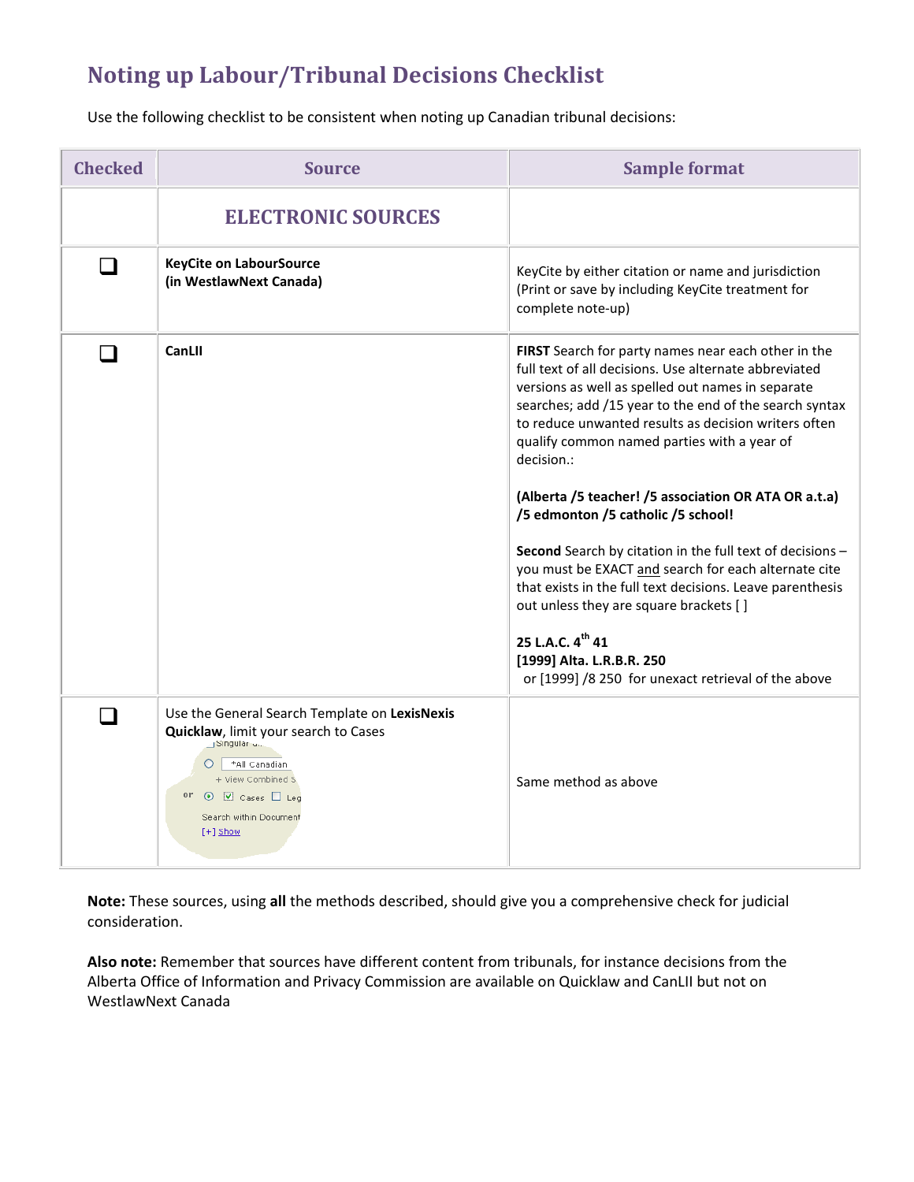## Noting up Labour/Tribunal Decisions Checklist

Use the following checklist to be consistent when noting up Canadian tribunal decisions:

| Checked | Source | Sample format |
|---|---|---|
| | **ELECTRONIC SOURCES** | |
| ❑ | **KeyCite on LabourSource (in WestlawNext Canada)** | KeyCite by either citation or name and jurisdiction (Print or save by including KeyCite treatment for complete note-up) |
| ❑ | **CanLII** | **FIRST** Search for party names near each other in the full text of all decisions. Use alternate abbreviated versions as well as spelled out names in separate searches; add /15 year to the end of the search syntax to reduce unwanted results as decision writers often qualify common named parties with a year of decision.:<br><br>**(Alberta /5 teacher! /5 association OR ATA OR a.t.a) /5 edmonton /5 catholic /5 school!**<br><br>**Second** Search by citation in the full text of decisions – you must be EXACT <u>and</u> search for each alternate cite that exists in the full text decisions. Leave parenthesis out unless they are square brackets [ ]<br><br>**25 L.A.C. 4th 41**<br>**[1999] Alta. L.R.B.R. 250**<br>or [1999] /8 250 for unexact retrieval of the above |
| ❑ | Use the General Search Template on **LexisNexis Quicklaw**, limit your search to Cases | Same method as above |

**Note:** These sources, using **all** the methods described, should give you a comprehensive check for judicial consideration.

**Also note:** Remember that sources have different content from tribunals, for instance decisions from the Alberta Office of Information and Privacy Commission are available on Quicklaw and CanLII but not on WestlawNext Canada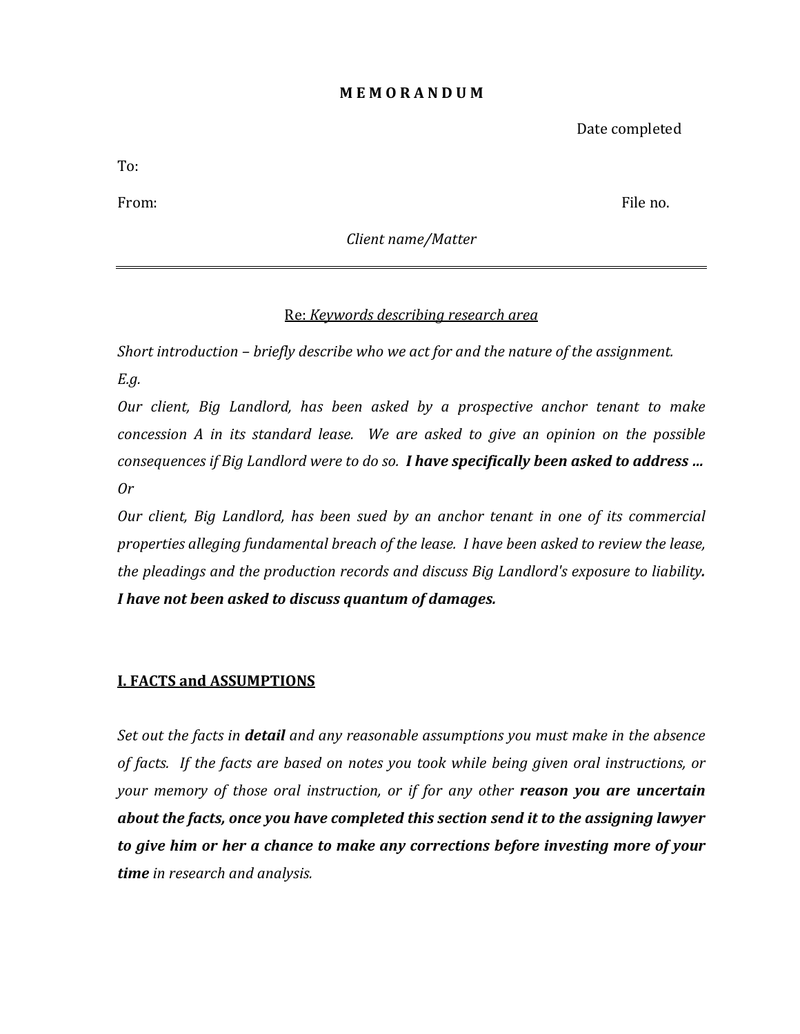**M E M O R A N D U M**

Date completed

To:

From: File no.

*Client name/Matter*

---

Re: *<u>Keywords describing research area</u>*

*Short introduction – briefly describe who we act for and the nature of the assignment.*

*E.g.*

*Our client, Big Landlord, has been asked by a prospective anchor tenant to make concession A in its standard lease. We are asked to give an opinion on the possible consequences if Big Landlord were to do so.* ***I have specifically been asked to address …***

*Or*

*Our client, Big Landlord, has been sued by an anchor tenant in one of its commercial properties alleging fundamental breach of the lease. I have been asked to review the lease, the pleadings and the production records and discuss Big Landlord's exposure to liability****.*** ***I have not been asked to discuss quantum of damages.***

## <u>I. FACTS and ASSUMPTIONS</u>

*Set out the facts in* ***detail*** *and any reasonable assumptions you must make in the absence of facts. If the facts are based on notes you took while being given oral instructions, or your memory of those oral instruction, or if for any other* ***reason you are uncertain about the facts, once you have completed this section send it to the assigning lawyer to give him or her a chance to make any corrections before investing more of your time*** *in research and analysis.*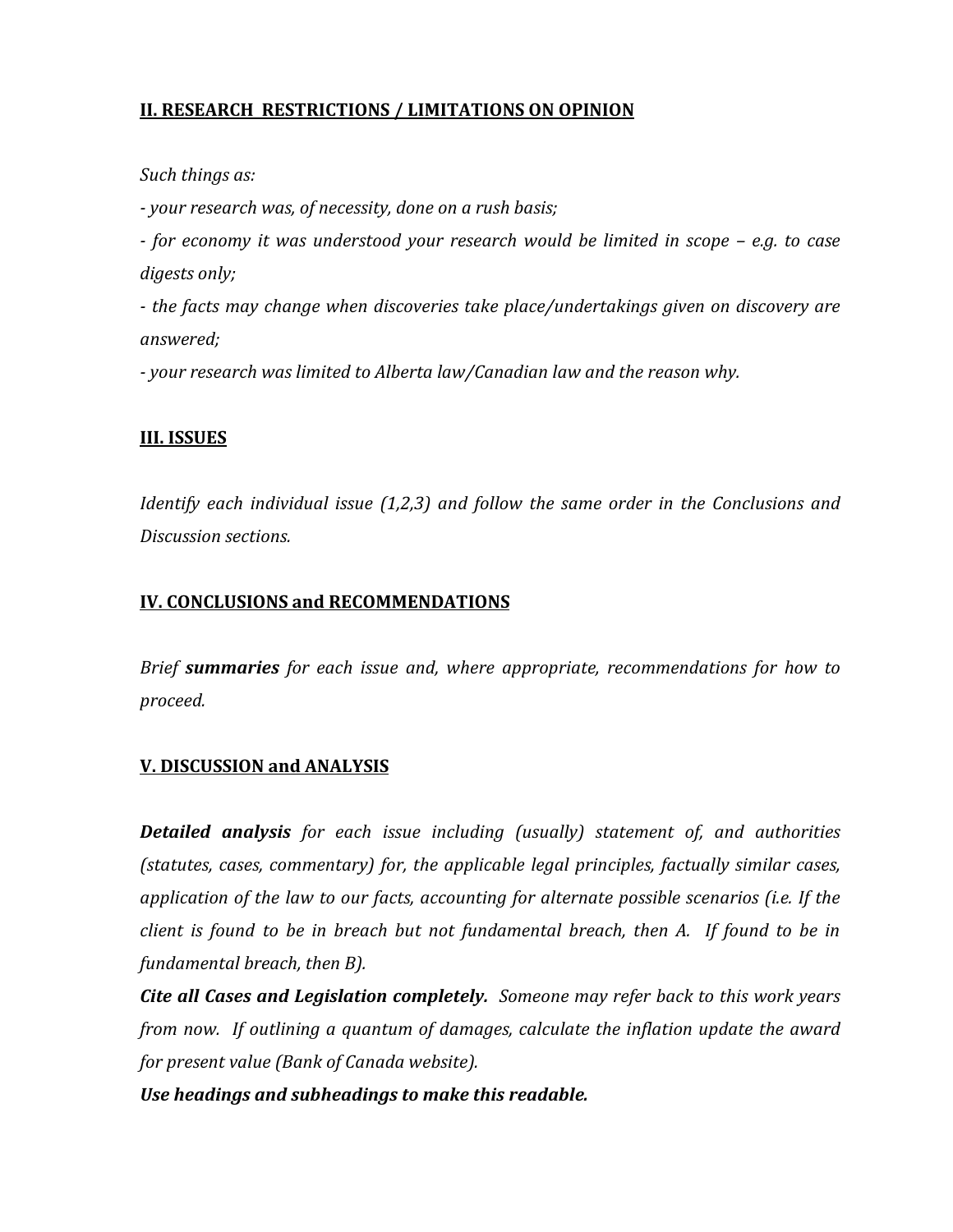## II. RESEARCH RESTRICTIONS / LIMITATIONS ON OPINION

*Such things as:*

*- your research was, of necessity, done on a rush basis;*

*- for economy it was understood your research would be limited in scope – e.g. to case digests only;*

*- the facts may change when discoveries take place/undertakings given on discovery are answered;*

*- your research was limited to Alberta law/Canadian law and the reason why.*

## III. ISSUES

*Identify each individual issue (1,2,3) and follow the same order in the Conclusions and Discussion sections.*

## IV. CONCLUSIONS and RECOMMENDATIONS

*Brief* ***summaries*** *for each issue and, where appropriate, recommendations for how to proceed.*

## V. DISCUSSION and ANALYSIS

***Detailed analysis*** *for each issue including (usually) statement of, and authorities (statutes, cases, commentary) for, the applicable legal principles, factually similar cases, application of the law to our facts, accounting for alternate possible scenarios (i.e. If the client is found to be in breach but not fundamental breach, then A. If found to be in fundamental breach, then B).*

***Cite all Cases and Legislation completely.*** *Someone may refer back to this work years from now. If outlining a quantum of damages, calculate the inflation update the award for present value (Bank of Canada website).*

***Use headings and subheadings to make this readable.***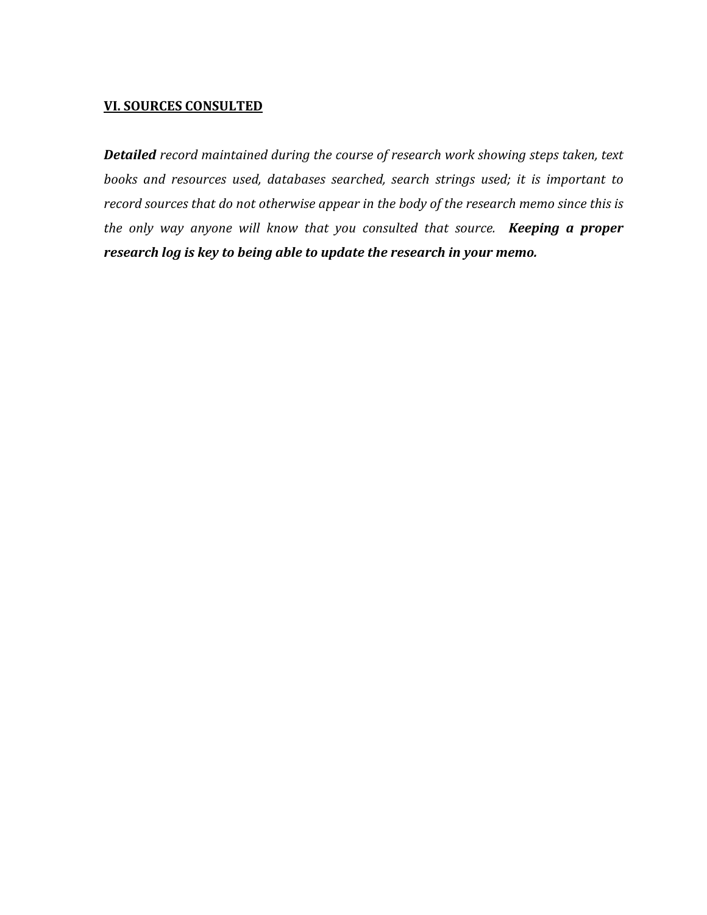## <u>VI. SOURCES CONSULTED</u>

***Detailed*** *record maintained during the course of research work showing steps taken, text books and resources used, databases searched, search strings used; it is important to record sources that do not otherwise appear in the body of the research memo since this is the only way anyone will know that you consulted that source.* ***Keeping a proper research log is key to being able to update the research in your memo.***